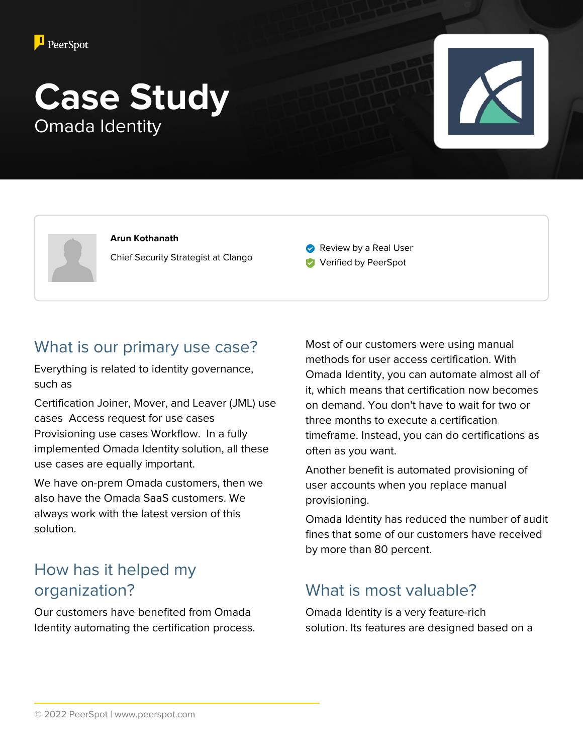PeerSpot

# Case Study

Omada Identity

**Arun Kothanath**

Chief Security Strategist at Clango

Review by a Real User

Verified by PeerSpot

## What is our primary use case?

Everything is related to identity governance, such as

Certification Joiner, Mover, and Leaver (JML) use cases  Access request for use cases Provisioning use cases Workflow.  In a fully implemented Omada Identity solution, all these use cases are equally important.

We have on-prem Omada customers, then we also have the Omada SaaS customers. We always work with the latest version of this solution.

## How has it helped my organization?

Our customers have benefited from Omada Identity automating the certification process. Most of our customers were using manual methods for user access certification. With Omada Identity, you can automate almost all of it, which means that certification now becomes on demand. You don't have to wait for two or three months to execute a certification timeframe. Instead, you can do certifications as often as you want.

Another benefit is automated provisioning of user accounts when you replace manual provisioning.

Omada Identity has reduced the number of audit fines that some of our customers have received by more than 80 percent.

## What is most valuable?

Omada Identity is a very feature-rich solution. Its features are designed based on a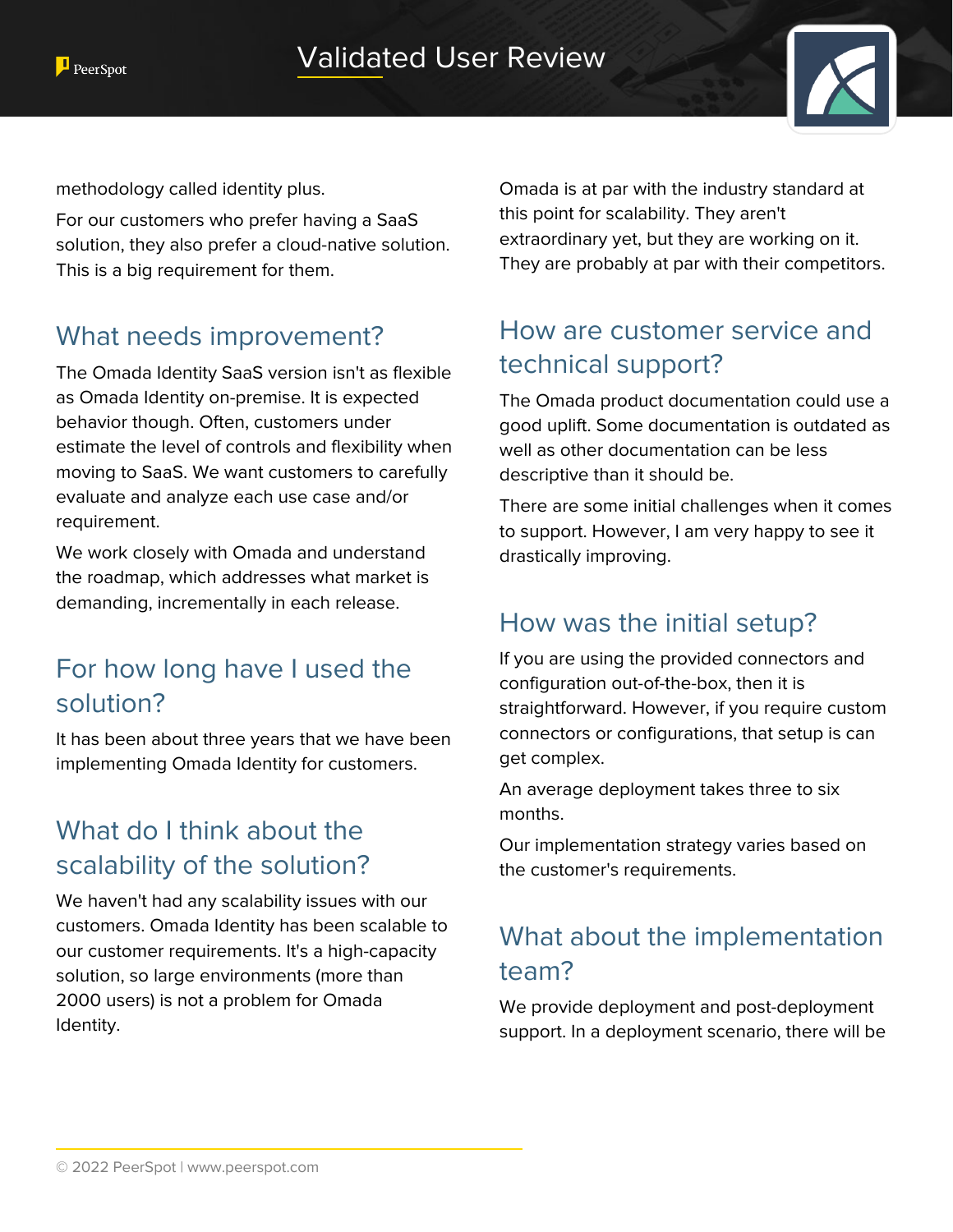methodology called identity plus.

For our customers who prefer having a SaaS solution, they also prefer a cloud-native solution. This is a big requirement for them.

## What needs improvement?

The Omada Identity SaaS version isn't as flexible as Omada Identity on-premise. It is expected behavior though. Often, customers under estimate the level of controls and flexibility when moving to SaaS. We want customers to carefully evaluate and analyze each use case and/or requirement.

We work closely with Omada and understand the roadmap, which addresses what market is demanding, incrementally in each release.

## For how long have I used the solution?

It has been about three years that we have been implementing Omada Identity for customers.

## What do I think about the scalability of the solution?

We haven't had any scalability issues with our customers. Omada Identity has been scalable to our customer requirements. It's a high-capacity solution, so large environments (more than 2000 users) is not a problem for Omada Identity.

Omada is at par with the industry standard at this point for scalability. They aren't extraordinary yet, but they are working on it. They are probably at par with their competitors.

## How are customer service and technical support?

The Omada product documentation could use a good uplift. Some documentation is outdated as well as other documentation can be less descriptive than it should be.

There are some initial challenges when it comes to support. However, I am very happy to see it drastically improving.

## How was the initial setup?

If you are using the provided connectors and configuration out-of-the-box, then it is straightforward. However, if you require custom connectors or configurations, that setup is can get complex.

An average deployment takes three to six months.

Our implementation strategy varies based on the customer's requirements.

## What about the implementation team?

We provide deployment and post-deployment support. In a deployment scenario, there will be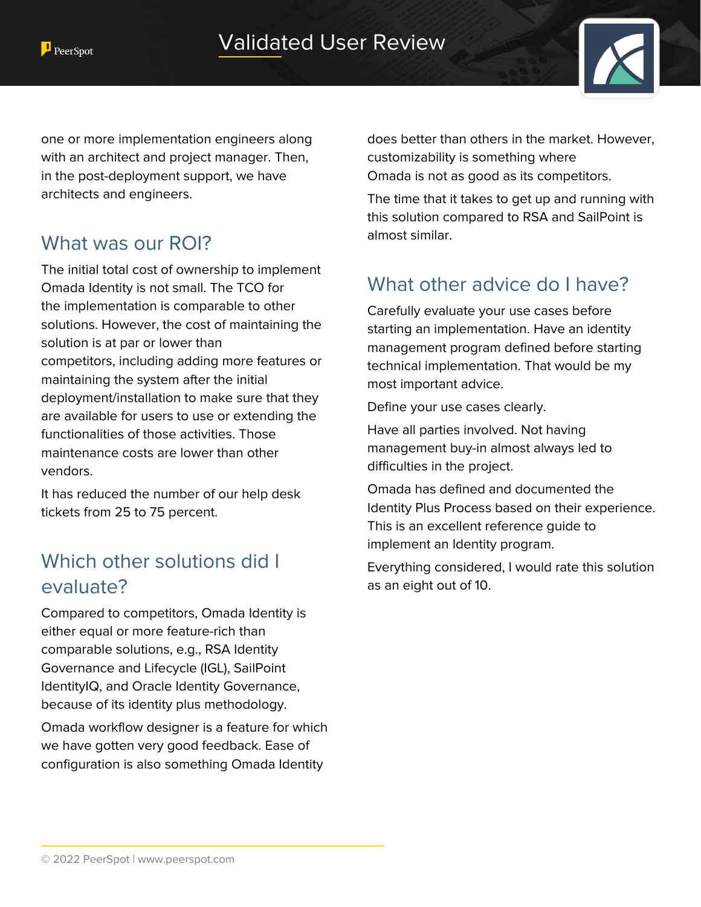one or more implementation engineers along with an architect and project manager. Then, in the post-deployment support, we have architects and engineers.

## What was our ROI?

The initial total cost of ownership to implement Omada Identity is not small. The TCO for the implementation is comparable to other solutions. However, the cost of maintaining the solution is at par or lower than competitors, including adding more features or maintaining the system after the initial deployment/installation to make sure that they are available for users to use or extending the functionalities of those activities. Those maintenance costs are lower than other vendors.

It has reduced the number of our help desk tickets from 25 to 75 percent.

## Which other solutions did I evaluate?

Compared to competitors, Omada Identity is either equal or more feature-rich than comparable solutions, e.g., RSA Identity Governance and Lifecycle (IGL), SailPoint IdentityIQ, and Oracle Identity Governance, because of its identity plus methodology.

Omada workflow designer is a feature for which we have gotten very good feedback. Ease of configuration is also something Omada Identity does better than others in the market. However, customizability is something where Omada is not as good as its competitors.

The time that it takes to get up and running with this solution compared to RSA and SailPoint is almost similar.

## What other advice do I have?

Carefully evaluate your use cases before starting an implementation. Have an identity management program defined before starting technical implementation. That would be my most important advice.

Define your use cases clearly.

Have all parties involved. Not having management buy-in almost always led to difficulties in the project.

Omada has defined and documented the Identity Plus Process based on their experience. This is an excellent reference guide to implement an Identity program.

Everything considered, I would rate this solution as an eight out of 10.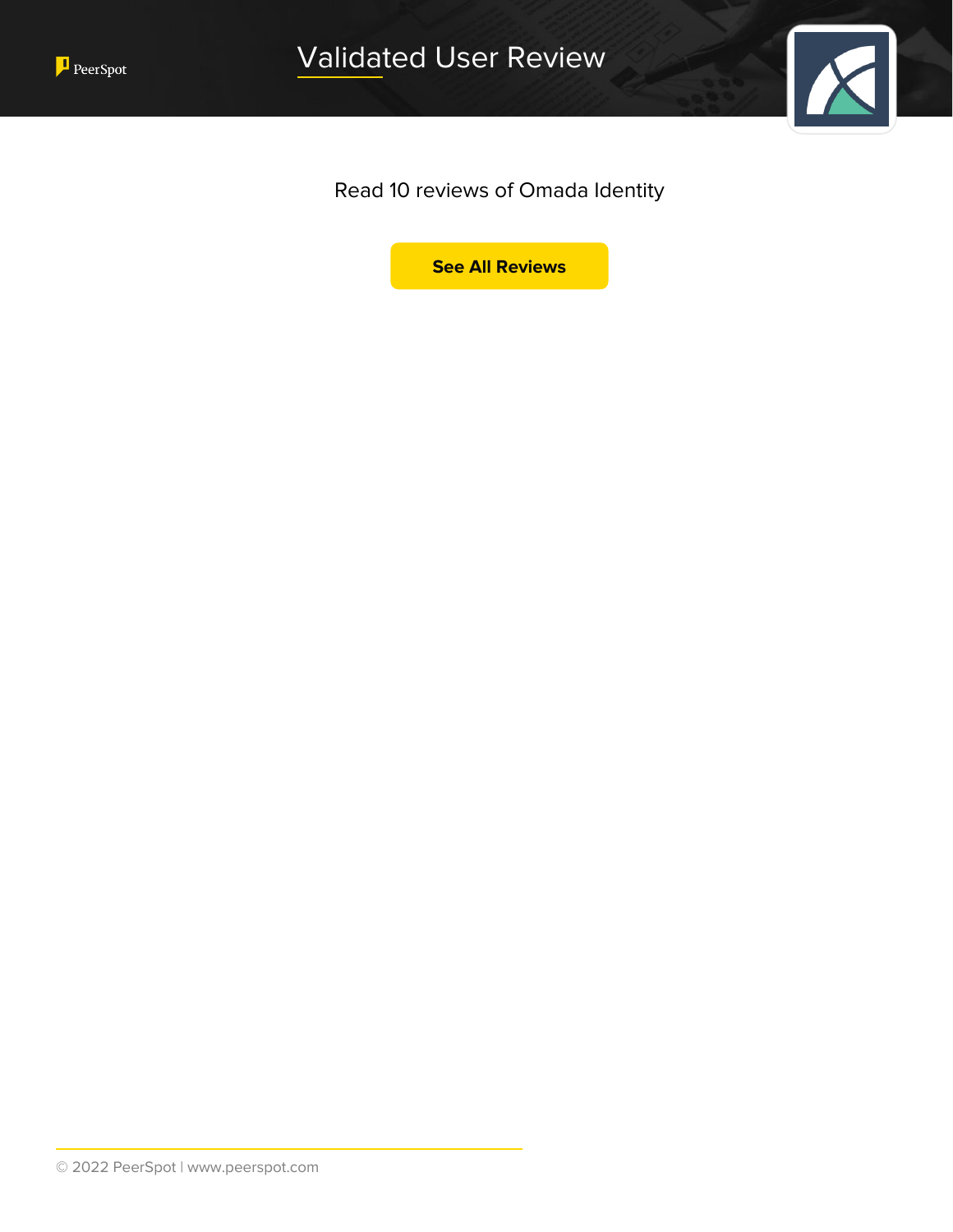Read 10 reviews of Omada Identity

**See All Reviews**